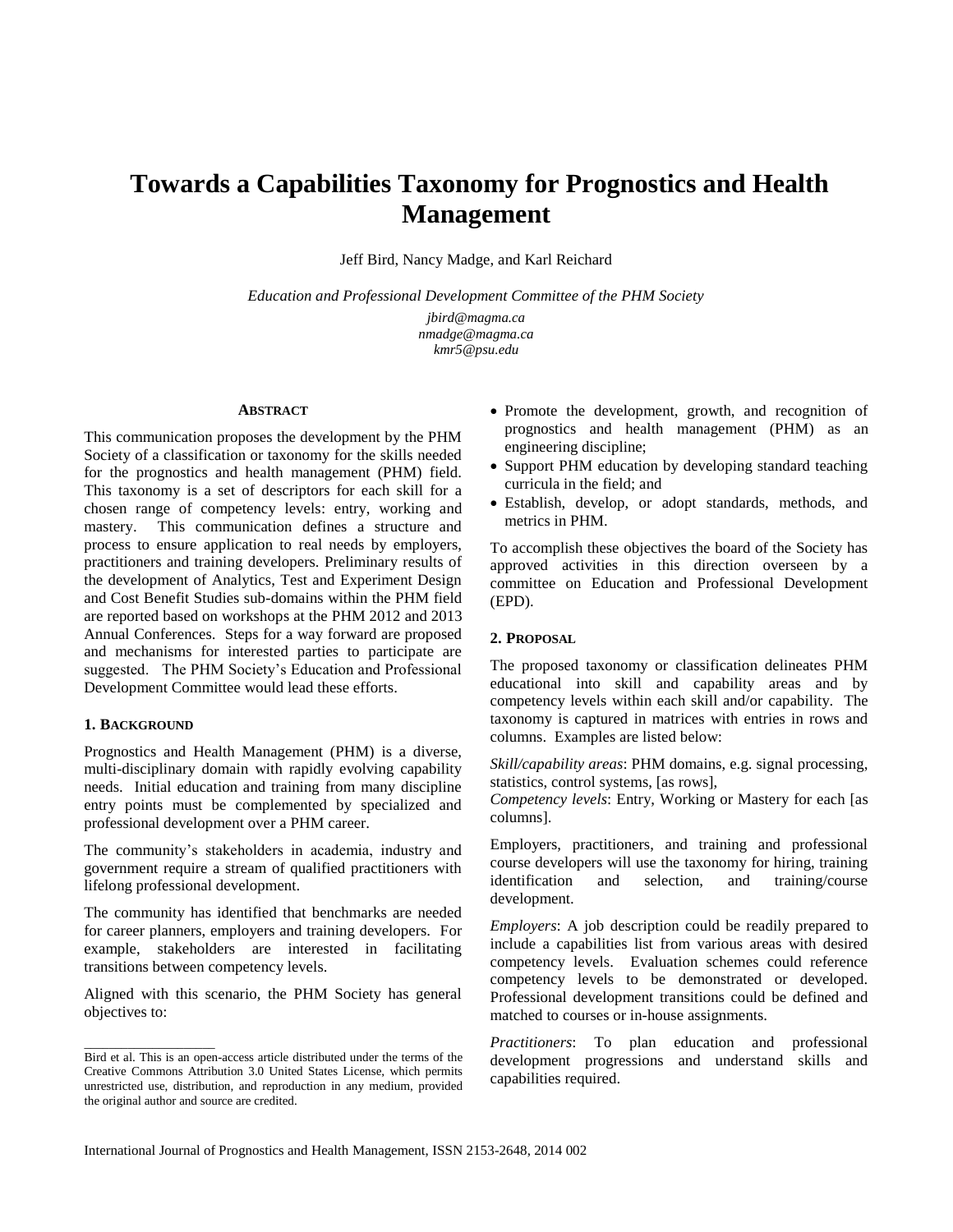# Towards a Capabilities Taxonomy for Prognostics and Health Management

Jeff Bird, Nancy Madge, and Karl Reichard

*Education and Professional Development Committee of the PHM Society*

*jbird@magma.ca*
*nmadge@magma.ca*
*kmr5@psu.edu*

## ABSTRACT

This communication proposes the development by the PHM Society of a classification or taxonomy for the skills needed for the prognostics and health management (PHM) field. This taxonomy is a set of descriptors for each skill for a chosen range of competency levels: entry, working and mastery. This communication defines a structure and process to ensure application to real needs by employers, practitioners and training developers. Preliminary results of the development of Analytics, Test and Experiment Design and Cost Benefit Studies sub-domains within the PHM field are reported based on workshops at the PHM 2012 and 2013 Annual Conferences. Steps for a way forward are proposed and mechanisms for interested parties to participate are suggested. The PHM Society's Education and Professional Development Committee would lead these efforts.

## 1. BACKGROUND

Prognostics and Health Management (PHM) is a diverse, multi-disciplinary domain with rapidly evolving capability needs. Initial education and training from many discipline entry points must be complemented by specialized and professional development over a PHM career.

The community's stakeholders in academia, industry and government require a stream of qualified practitioners with lifelong professional development.

The community has identified that benchmarks are needed for career planners, employers and training developers. For example, stakeholders are interested in facilitating transitions between competency levels.

Aligned with this scenario, the PHM Society has general objectives to:

- Promote the development, growth, and recognition of prognostics and health management (PHM) as an engineering discipline;
- Support PHM education by developing standard teaching curricula in the field; and
- Establish, develop, or adopt standards, methods, and metrics in PHM.

To accomplish these objectives the board of the Society has approved activities in this direction overseen by a committee on Education and Professional Development (EPD).

## 2. PROPOSAL

The proposed taxonomy or classification delineates PHM educational into skill and capability areas and by competency levels within each skill and/or capability. The taxonomy is captured in matrices with entries in rows and columns. Examples are listed below:

*Skill/capability areas*: PHM domains, e.g. signal processing, statistics, control systems, [as rows],
*Competency levels*: Entry, Working or Mastery for each [as columns].

Employers, practitioners, and training and professional course developers will use the taxonomy for hiring, training identification and selection, and training/course development.

*Employers*: A job description could be readily prepared to include a capabilities list from various areas with desired competency levels. Evaluation schemes could reference competency levels to be demonstrated or developed. Professional development transitions could be defined and matched to courses or in-house assignments.

*Practitioners*: To plan education and professional development progressions and understand skills and capabilities required.

---

Bird et al. This is an open-access article distributed under the terms of the Creative Commons Attribution 3.0 United States License, which permits unrestricted use, distribution, and reproduction in any medium, provided the original author and source are credited.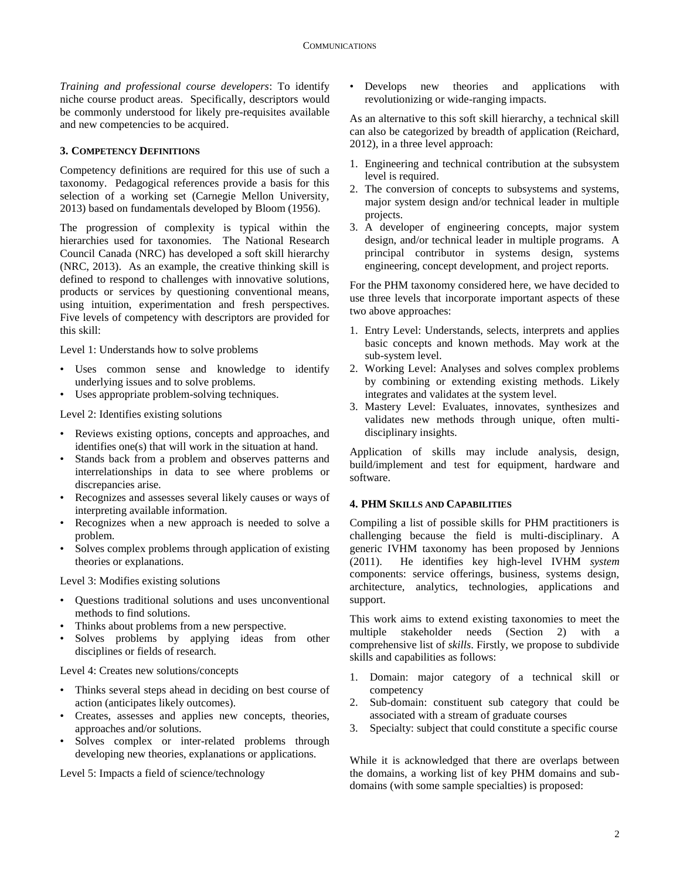*Training and professional course developers*: To identify niche course product areas. Specifically, descriptors would be commonly understood for likely pre-requisites available and new competencies to be acquired.

## 3. Competency Definitions

Competency definitions are required for this use of such a taxonomy. Pedagogical references provide a basis for this selection of a working set (Carnegie Mellon University, 2013) based on fundamentals developed by Bloom (1956).

The progression of complexity is typical within the hierarchies used for taxonomies. The National Research Council Canada (NRC) has developed a soft skill hierarchy (NRC, 2013). As an example, the creative thinking skill is defined to respond to challenges with innovative solutions, products or services by questioning conventional means, using intuition, experimentation and fresh perspectives. Five levels of competency with descriptors are provided for this skill:

Level 1: Understands how to solve problems

- Uses common sense and knowledge to identify underlying issues and to solve problems.
- Uses appropriate problem-solving techniques.

Level 2: Identifies existing solutions

- Reviews existing options, concepts and approaches, and identifies one(s) that will work in the situation at hand.
- Stands back from a problem and observes patterns and interrelationships in data to see where problems or discrepancies arise.
- Recognizes and assesses several likely causes or ways of interpreting available information.
- Recognizes when a new approach is needed to solve a problem.
- Solves complex problems through application of existing theories or explanations.

Level 3: Modifies existing solutions

- Questions traditional solutions and uses unconventional methods to find solutions.
- Thinks about problems from a new perspective.
- Solves problems by applying ideas from other disciplines or fields of research.

Level 4: Creates new solutions/concepts

- Thinks several steps ahead in deciding on best course of action (anticipates likely outcomes).
- Creates, assesses and applies new concepts, theories, approaches and/or solutions.
- Solves complex or inter-related problems through developing new theories, explanations or applications.

Level 5: Impacts a field of science/technology

- Develops new theories and applications with revolutionizing or wide-ranging impacts.

As an alternative to this soft skill hierarchy, a technical skill can also be categorized by breadth of application (Reichard, 2012), in a three level approach:

1. Engineering and technical contribution at the subsystem level is required.
2. The conversion of concepts to subsystems and systems, major system design and/or technical leader in multiple projects.
3. A developer of engineering concepts, major system design, and/or technical leader in multiple programs. A principal contributor in systems design, systems engineering, concept development, and project reports.

For the PHM taxonomy considered here, we have decided to use three levels that incorporate important aspects of these two above approaches:

1. Entry Level: Understands, selects, interprets and applies basic concepts and known methods. May work at the sub-system level.
2. Working Level: Analyses and solves complex problems by combining or extending existing methods. Likely integrates and validates at the system level.
3. Mastery Level: Evaluates, innovates, synthesizes and validates new methods through unique, often multi-disciplinary insights.

Application of skills may include analysis, design, build/implement and test for equipment, hardware and software.

## 4. PHM Skills and Capabilities

Compiling a list of possible skills for PHM practitioners is challenging because the field is multi-disciplinary. A generic IVHM taxonomy has been proposed by Jennions (2011). He identifies key high-level IVHM *system* components: service offerings, business, systems design, architecture, analytics, technologies, applications and support.

This work aims to extend existing taxonomies to meet the multiple stakeholder needs (Section 2) with a comprehensive list of *skills*. Firstly, we propose to subdivide skills and capabilities as follows:

1. Domain: major category of a technical skill or competency
2. Sub-domain: constituent sub category that could be associated with a stream of graduate courses
3. Specialty: subject that could constitute a specific course

While it is acknowledged that there are overlaps between the domains, a working list of key PHM domains and sub-domains (with some sample specialties) is proposed: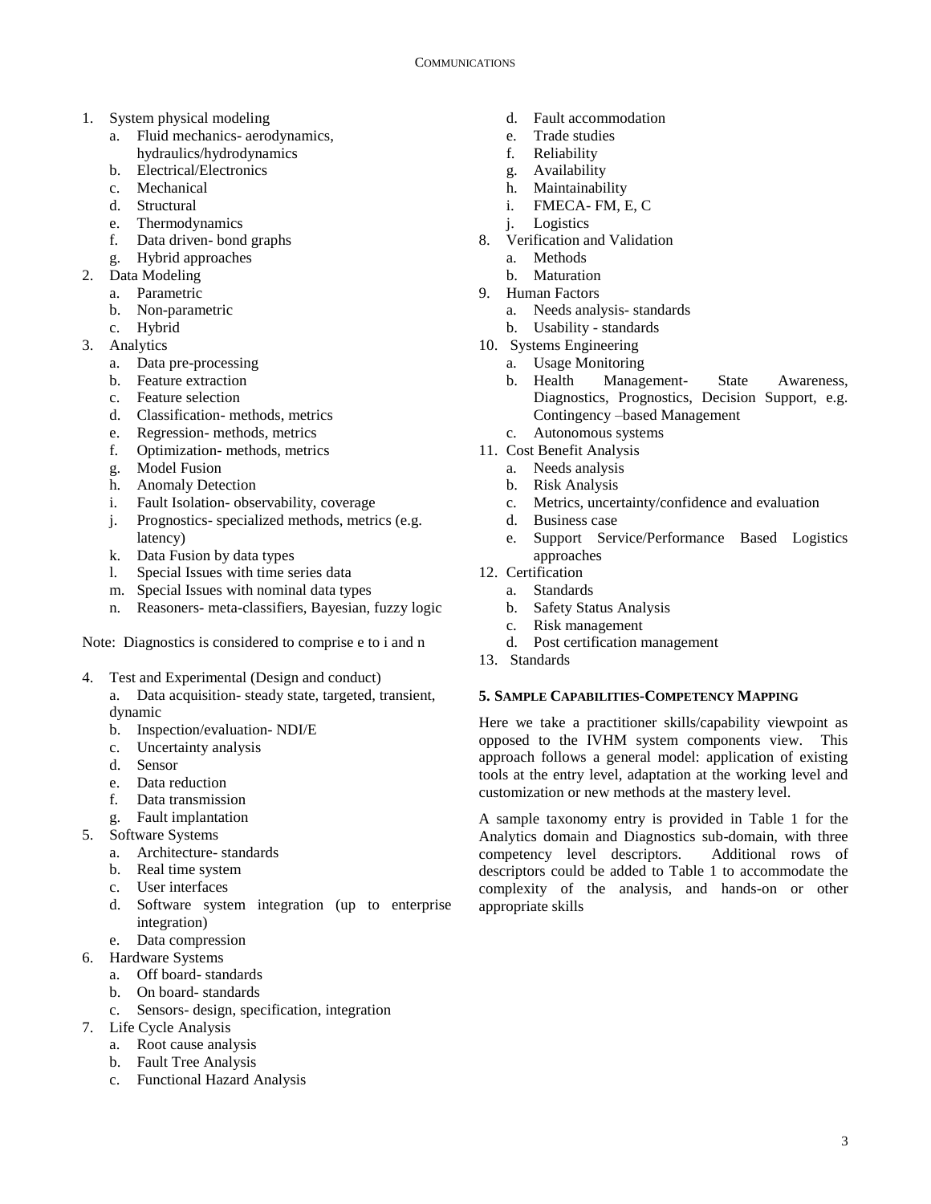1. System physical modeling
    a. Fluid mechanics- aerodynamics, hydraulics/hydrodynamics
    b. Electrical/Electronics
    c. Mechanical
    d. Structural
    e. Thermodynamics
    f. Data driven- bond graphs
    g. Hybrid approaches
2. Data Modeling
    a. Parametric
    b. Non-parametric
    c. Hybrid
3. Analytics
    a. Data pre-processing
    b. Feature extraction
    c. Feature selection
    d. Classification- methods, metrics
    e. Regression- methods, metrics
    f. Optimization- methods, metrics
    g. Model Fusion
    h. Anomaly Detection
    i. Fault Isolation- observability, coverage
    j. Prognostics- specialized methods, metrics (e.g. latency)
    k. Data Fusion by data types
    l. Special Issues with time series data
    m. Special Issues with nominal data types
    n. Reasoners- meta-classifiers, Bayesian, fuzzy logic

Note: Diagnostics is considered to comprise e to i and n

4. Test and Experimental (Design and conduct)
    a. Data acquisition- steady state, targeted, transient, dynamic
    b. Inspection/evaluation- NDI/E
    c. Uncertainty analysis
    d. Sensor
    e. Data reduction
    f. Data transmission
    g. Fault implantation
5. Software Systems
    a. Architecture- standards
    b. Real time system
    c. User interfaces
    d. Software system integration (up to enterprise integration)
    e. Data compression
6. Hardware Systems
    a. Off board- standards
    b. On board- standards
    c. Sensors- design, specification, integration
7. Life Cycle Analysis
    a. Root cause analysis
    b. Fault Tree Analysis
    c. Functional Hazard Analysis
    d. Fault accommodation
    e. Trade studies
    f. Reliability
    g. Availability
    h. Maintainability
    i. FMECA- FM, E, C
    j. Logistics
8. Verification and Validation
    a. Methods
    b. Maturation
9. Human Factors
    a. Needs analysis- standards
    b. Usability - standards
10. Systems Engineering
    a. Usage Monitoring
    b. Health Management- State Awareness, Diagnostics, Prognostics, Decision Support, e.g. Contingency –based Management
    c. Autonomous systems
11. Cost Benefit Analysis
    a. Needs analysis
    b. Risk Analysis
    c. Metrics, uncertainty/confidence and evaluation
    d. Business case
    e. Support Service/Performance Based Logistics approaches
12. Certification
    a. Standards
    b. Safety Status Analysis
    c. Risk management
    d. Post certification management
13. Standards

## 5. Sample Capabilities-Competency Mapping

Here we take a practitioner skills/capability viewpoint as opposed to the IVHM system components view. This approach follows a general model: application of existing tools at the entry level, adaptation at the working level and customization or new methods at the mastery level.

A sample taxonomy entry is provided in Table 1 for the Analytics domain and Diagnostics sub-domain, with three competency level descriptors. Additional rows of descriptors could be added to Table 1 to accommodate the complexity of the analysis, and hands-on or other appropriate skills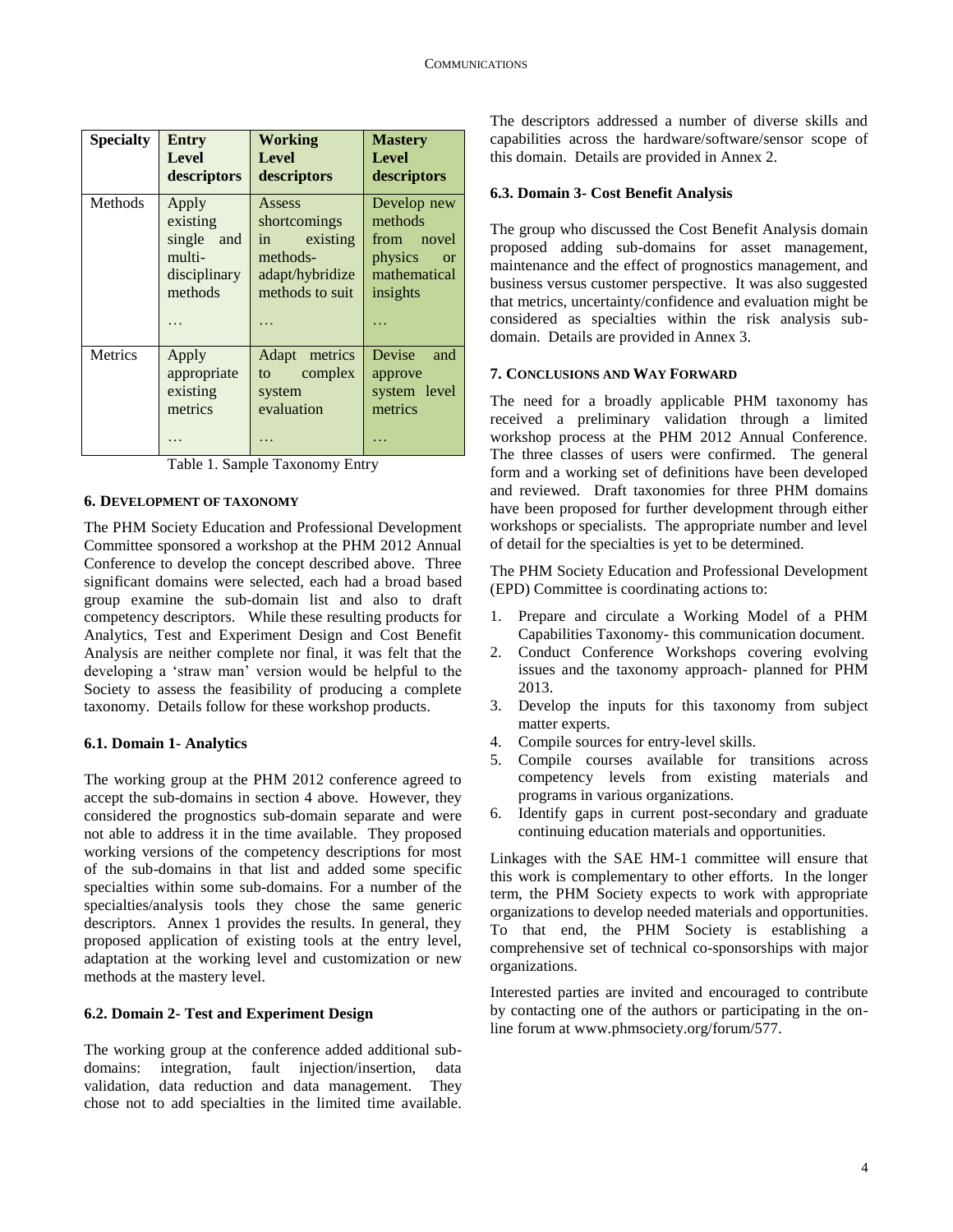| Specialty | Entry Level descriptors | Working Level descriptors | Mastery Level descriptors |
|---|---|---|---|
| Methods | Apply existing single and multi-disciplinary methods … | Assess shortcomings in existing methods-adapt/hybridize methods to suit … | Develop new methods from novel physics or mathematical insights … |
| Metrics | Apply appropriate existing metrics … | Adapt metrics to complex system evaluation … | Devise and approve system level metrics … |

Table 1. Sample Taxonomy Entry

## 6. Development of Taxonomy

The PHM Society Education and Professional Development Committee sponsored a workshop at the PHM 2012 Annual Conference to develop the concept described above. Three significant domains were selected, each had a broad based group examine the sub-domain list and also to draft competency descriptors. While these resulting products for Analytics, Test and Experiment Design and Cost Benefit Analysis are neither complete nor final, it was felt that the developing a 'straw man' version would be helpful to the Society to assess the feasibility of producing a complete taxonomy. Details follow for these workshop products.

### 6.1. Domain 1- Analytics

The working group at the PHM 2012 conference agreed to accept the sub-domains in section 4 above. However, they considered the prognostics sub-domain separate and were not able to address it in the time available. They proposed working versions of the competency descriptions for most of the sub-domains in that list and added some specific specialties within some sub-domains. For a number of the specialties/analysis tools they chose the same generic descriptors. Annex 1 provides the results. In general, they proposed application of existing tools at the entry level, adaptation at the working level and customization or new methods at the mastery level.

### 6.2. Domain 2- Test and Experiment Design

The working group at the conference added additional sub-domains: integration, fault injection/insertion, data validation, data reduction and data management. They chose not to add specialties in the limited time available. The descriptors addressed a number of diverse skills and capabilities across the hardware/software/sensor scope of this domain. Details are provided in Annex 2.

### 6.3. Domain 3- Cost Benefit Analysis

The group who discussed the Cost Benefit Analysis domain proposed adding sub-domains for asset management, maintenance and the effect of prognostics management, and business versus customer perspective. It was also suggested that metrics, uncertainty/confidence and evaluation might be considered as specialties within the risk analysis sub-domain. Details are provided in Annex 3.

## 7. Conclusions and Way Forward

The need for a broadly applicable PHM taxonomy has received a preliminary validation through a limited workshop process at the PHM 2012 Annual Conference. The three classes of users were confirmed. The general form and a working set of definitions have been developed and reviewed. Draft taxonomies for three PHM domains have been proposed for further development through either workshops or specialists. The appropriate number and level of detail for the specialties is yet to be determined.

The PHM Society Education and Professional Development (EPD) Committee is coordinating actions to:

1. Prepare and circulate a Working Model of a PHM Capabilities Taxonomy- this communication document.
2. Conduct Conference Workshops covering evolving issues and the taxonomy approach- planned for PHM 2013.
3. Develop the inputs for this taxonomy from subject matter experts.
4. Compile sources for entry-level skills.
5. Compile courses available for transitions across competency levels from existing materials and programs in various organizations.
6. Identify gaps in current post-secondary and graduate continuing education materials and opportunities.

Linkages with the SAE HM-1 committee will ensure that this work is complementary to other efforts. In the longer term, the PHM Society expects to work with appropriate organizations to develop needed materials and opportunities. To that end, the PHM Society is establishing a comprehensive set of technical co-sponsorships with major organizations.

Interested parties are invited and encouraged to contribute by contacting one of the authors or participating in the on-line forum at www.phmsociety.org/forum/577.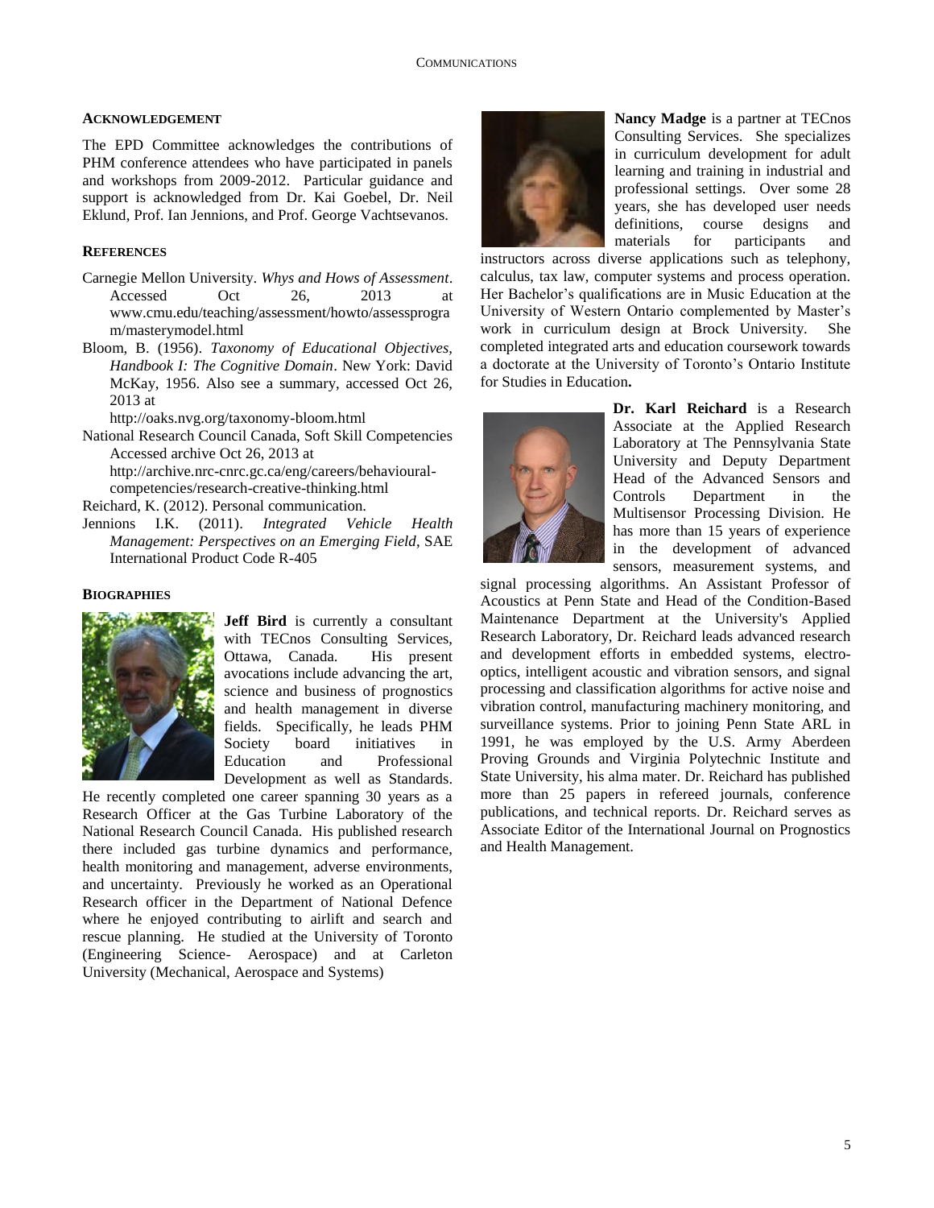## ACKNOWLEDGEMENT

The EPD Committee acknowledges the contributions of PHM conference attendees who have participated in panels and workshops from 2009-2012. Particular guidance and support is acknowledged from Dr. Kai Goebel, Dr. Neil Eklund, Prof. Ian Jennions, and Prof. George Vachtsevanos.

## REFERENCES

Carnegie Mellon University. *Whys and Hows of Assessment*. Accessed Oct 26, 2013 at www.cmu.edu/teaching/assessment/howto/assessprogram/masterymodel.html

Bloom, B. (1956). *Taxonomy of Educational Objectives, Handbook I: The Cognitive Domain*. New York: David McKay, 1956. Also see a summary, accessed Oct 26, 2013 at http://oaks.nvg.org/taxonomy-bloom.html

National Research Council Canada, Soft Skill Competencies Accessed archive Oct 26, 2013 at http://archive.nrc-cnrc.gc.ca/eng/careers/behavioural-competencies/research-creative-thinking.html

Reichard, K. (2012). Personal communication.

Jennions I.K. (2011). *Integrated Vehicle Health Management: Perspectives on an Emerging Field*, SAE International Product Code R-405

## BIOGRAPHIES

**Jeff Bird** is currently a consultant with TECnos Consulting Services, Ottawa, Canada. His present avocations include advancing the art, science and business of prognostics and health management in diverse fields. Specifically, he leads PHM Society board initiatives in Education and Professional Development as well as Standards. He recently completed one career spanning 30 years as a Research Officer at the Gas Turbine Laboratory of the National Research Council Canada. His published research there included gas turbine dynamics and performance, health monitoring and management, adverse environments, and uncertainty. Previously he worked as an Operational Research officer in the Department of National Defence where he enjoyed contributing to airlift and search and rescue planning. He studied at the University of Toronto (Engineering Science- Aerospace) and at Carleton University (Mechanical, Aerospace and Systems)

**Nancy Madge** is a partner at TECnos Consulting Services. She specializes in curriculum development for adult learning and training in industrial and professional settings. Over some 28 years, she has developed user needs definitions, course designs and materials for participants and instructors across diverse applications such as telephony, calculus, tax law, computer systems and process operation. Her Bachelor's qualifications are in Music Education at the University of Western Ontario complemented by Master's work in curriculum design at Brock University. She completed integrated arts and education coursework towards a doctorate at the University of Toronto's Ontario Institute for Studies in Education**.**

**Dr. Karl Reichard** is a Research Associate at the Applied Research Laboratory at The Pennsylvania State University and Deputy Department Head of the Advanced Sensors and Controls Department in the Multisensor Processing Division. He has more than 15 years of experience in the development of advanced sensors, measurement systems, and signal processing algorithms. An Assistant Professor of Acoustics at Penn State and Head of the Condition-Based Maintenance Department at the University's Applied Research Laboratory, Dr. Reichard leads advanced research and development efforts in embedded systems, electro-optics, intelligent acoustic and vibration sensors, and signal processing and classification algorithms for active noise and vibration control, manufacturing machinery monitoring, and surveillance systems. Prior to joining Penn State ARL in 1991, he was employed by the U.S. Army Aberdeen Proving Grounds and Virginia Polytechnic Institute and State University, his alma mater. Dr. Reichard has published more than 25 papers in refereed journals, conference publications, and technical reports. Dr. Reichard serves as Associate Editor of the International Journal on Prognostics and Health Management.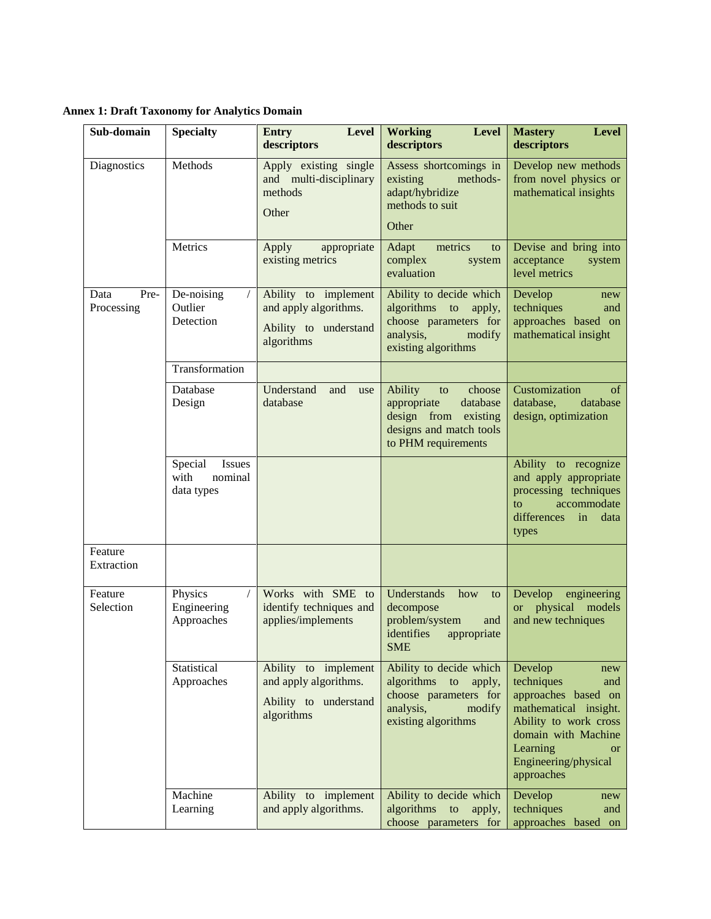**Annex 1: Draft Taxonomy for Analytics Domain**

| Sub-domain | Specialty | Entry Level descriptors | Working Level descriptors | Mastery Level descriptors |
|---|---|---|---|---|
| Diagnostics | Methods | Apply existing single and multi-disciplinary methods<br><br>Other | Assess shortcomings in existing methods-adapt/hybridize methods to suit<br><br>Other | Develop new methods from novel physics or mathematical insights |
| | Metrics | Apply appropriate existing metrics | Adapt metrics to complex system evaluation | Devise and bring into acceptance system level metrics |
| Data Pre-Processing | De-noising / Outlier Detection | Ability to implement and apply algorithms.<br><br>Ability to understand algorithms | Ability to decide which algorithms to apply, choose parameters for analysis, modify existing algorithms | Develop new techniques and approaches based on mathematical insight |
| | Transformation | | | |
| | Database Design | Understand and use database | Ability to choose appropriate database design from existing designs and match tools to PHM requirements | Customization of database, database design, optimization |
| | Special Issues with nominal data types | | | Ability to recognize and apply appropriate processing techniques to accommodate differences in data types |
| Feature Extraction | | | | |
| Feature Selection | Physics / Engineering Approaches | Works with SME to identify techniques and applies/implements | Understands how to decompose problem/system and identifies appropriate SME | Develop engineering or physical models and new techniques |
| | Statistical Approaches | Ability to implement and apply algorithms.<br><br>Ability to understand algorithms | Ability to decide which algorithms to apply, choose parameters for analysis, modify existing algorithms | Develop new techniques and approaches based on mathematical insight. Ability to work cross domain with Machine Learning or Engineering/physical approaches |
| | Machine Learning | Ability to implement and apply algorithms. | Ability to decide which algorithms to apply, choose parameters for | Develop new techniques and approaches based on |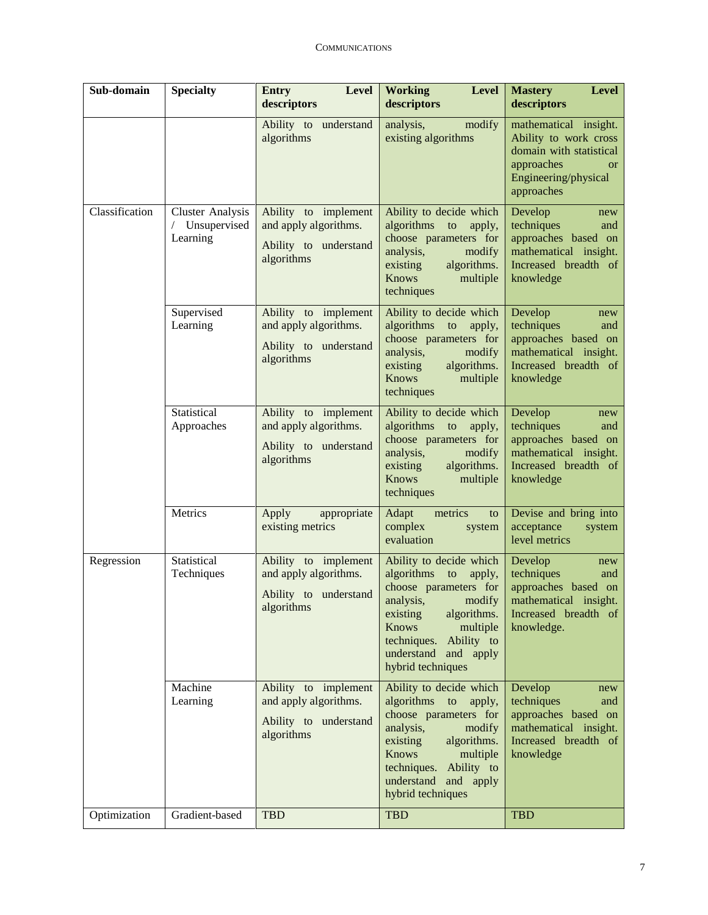| Sub-domain | Specialty | Entry Level descriptors | Working Level descriptors | Mastery Level descriptors |
|---|---|---|---|---|
| | | Ability to understand algorithms | analysis, modify existing algorithms | mathematical insight. Ability to work cross domain with statistical approaches or Engineering/physical approaches |
| Classification | Cluster Analysis / Unsupervised Learning | Ability to implement and apply algorithms. Ability to understand algorithms | Ability to decide which algorithms to apply, choose parameters for analysis, modify existing algorithms. Knows multiple techniques | Develop new techniques and approaches based on mathematical insight. Increased breadth of knowledge |
| | Supervised Learning | Ability to implement and apply algorithms. Ability to understand algorithms | Ability to decide which algorithms to apply, choose parameters for analysis, modify existing algorithms. Knows multiple techniques | Develop new techniques and approaches based on mathematical insight. Increased breadth of knowledge |
| | Statistical Approaches | Ability to implement and apply algorithms. Ability to understand algorithms | Ability to decide which algorithms to apply, choose parameters for analysis, modify existing algorithms. Knows multiple techniques | Develop new techniques and approaches based on mathematical insight. Increased breadth of knowledge |
| | Metrics | Apply appropriate existing metrics | Adapt metrics to complex system evaluation | Devise and bring into acceptance system level metrics |
| Regression | Statistical Techniques | Ability to implement and apply algorithms. Ability to understand algorithms | Ability to decide which algorithms to apply, choose parameters for analysis, modify existing algorithms. Knows multiple techniques. Ability to understand and apply hybrid techniques | Develop new techniques and approaches based on mathematical insight. Increased breadth of knowledge. |
| | Machine Learning | Ability to implement and apply algorithms. Ability to understand algorithms | Ability to decide which algorithms to apply, choose parameters for analysis, modify existing algorithms. Knows multiple techniques. Ability to understand and apply hybrid techniques | Develop new techniques and approaches based on mathematical insight. Increased breadth of knowledge |
| Optimization | Gradient-based | TBD | TBD | TBD |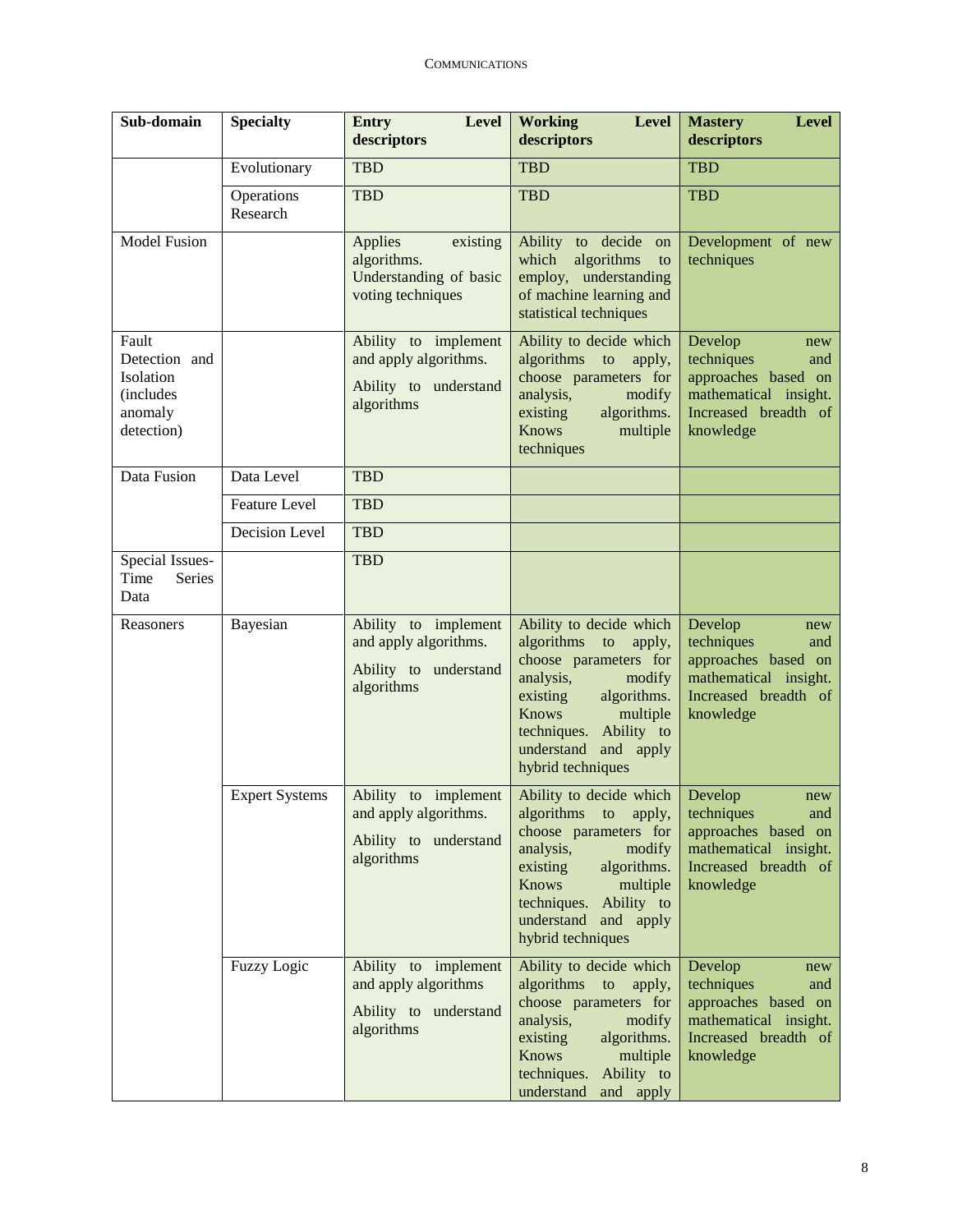| Sub-domain | Specialty | Entry Level descriptors | Working Level descriptors | Mastery Level descriptors |
|---|---|---|---|---|
| | Evolutionary | TBD | TBD | TBD |
| | Operations Research | TBD | TBD | TBD |
| Model Fusion | | Applies existing algorithms. Understanding of basic voting techniques | Ability to decide on which algorithms to employ, understanding of machine learning and statistical techniques | Development of new techniques |
| Fault Detection and Isolation (includes anomaly detection) | | Ability to implement and apply algorithms. Ability to understand algorithms | Ability to decide which algorithms to apply, choose parameters for analysis, modify existing algorithms. Knows multiple techniques | Develop new techniques and approaches based on mathematical insight. Increased breadth of knowledge |
| Data Fusion | Data Level | TBD | | |
| | Feature Level | TBD | | |
| | Decision Level | TBD | | |
| Special Issues-Time Series Data | | TBD | | |
| Reasoners | Bayesian | Ability to implement and apply algorithms. Ability to understand algorithms | Ability to decide which algorithms to apply, choose parameters for analysis, modify existing algorithms. Knows multiple techniques. Ability to understand and apply hybrid techniques | Develop new techniques and approaches based on mathematical insight. Increased breadth of knowledge |
| | Expert Systems | Ability to implement and apply algorithms. Ability to understand algorithms | Ability to decide which algorithms to apply, choose parameters for analysis, modify existing algorithms. Knows multiple techniques. Ability to understand and apply hybrid techniques | Develop new techniques and approaches based on mathematical insight. Increased breadth of knowledge |
| | Fuzzy Logic | Ability to implement and apply algorithms Ability to understand algorithms | Ability to decide which algorithms to apply, choose parameters for analysis, modify existing algorithms. Knows multiple techniques. Ability to understand and apply | Develop new techniques and approaches based on mathematical insight. Increased breadth of knowledge |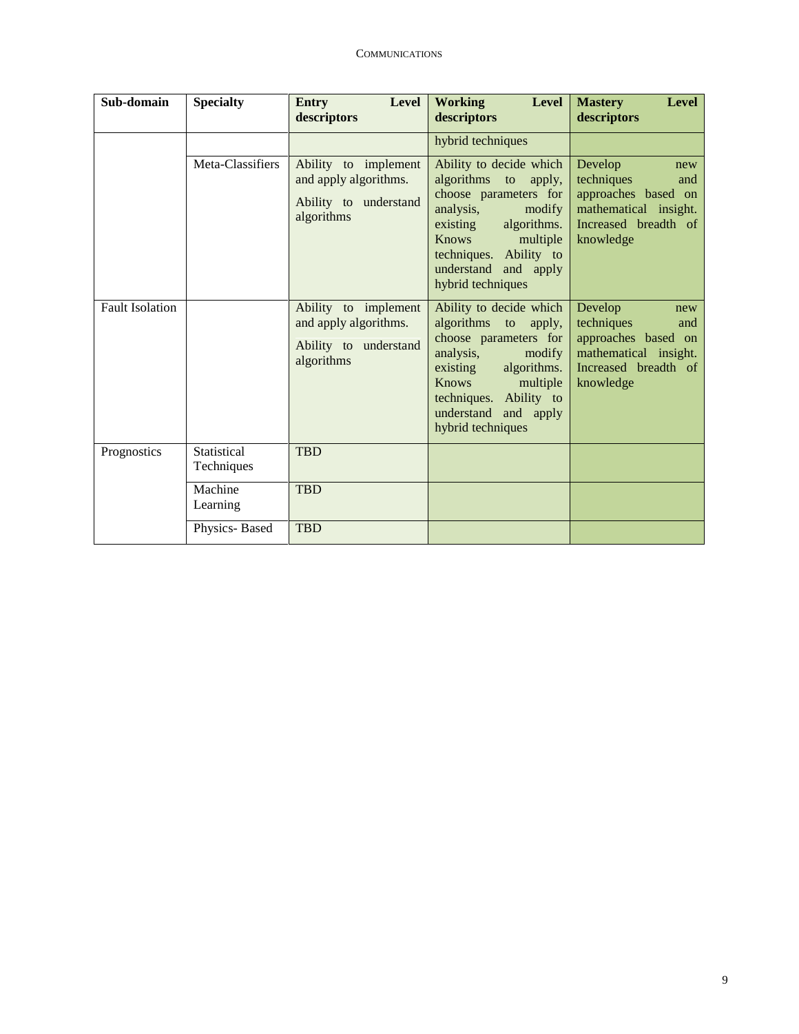| Sub-domain | Specialty | Entry Level descriptors | Working Level descriptors | Mastery Level descriptors |
| --- | --- | --- | --- | --- |
| | | | hybrid techniques | |
| | Meta-Classifiers | Ability to implement and apply algorithms. Ability to understand algorithms | Ability to decide which algorithms to apply, choose parameters for analysis, modify existing algorithms. Knows multiple techniques. Ability to understand and apply hybrid techniques | Develop new techniques and approaches based on mathematical insight. Increased breadth of knowledge |
| Fault Isolation | | Ability to implement and apply algorithms. Ability to understand algorithms | Ability to decide which algorithms to apply, choose parameters for analysis, modify existing algorithms. Knows multiple techniques. Ability to understand and apply hybrid techniques | Develop new techniques and approaches based on mathematical insight. Increased breadth of knowledge |
| Prognostics | Statistical Techniques | TBD | | |
| | Machine Learning | TBD | | |
| | Physics- Based | TBD | | |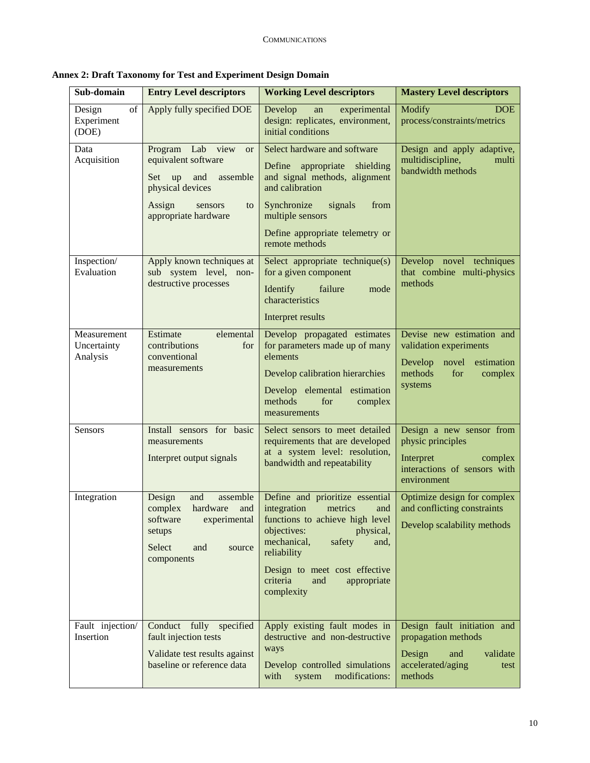**Annex 2: Draft Taxonomy for Test and Experiment Design Domain**

| Sub-domain | Entry Level descriptors | Working Level descriptors | Mastery Level descriptors |
|---|---|---|---|
| Design of Experiment (DOE) | Apply fully specified DOE | Develop an experimental design: replicates, environment, initial conditions | Modify DOE process/constraints/metrics |
| Data Acquisition | Program Lab view or equivalent software<br><br>Set up and assemble physical devices<br><br>Assign sensors to appropriate hardware | Select hardware and software<br><br>Define appropriate shielding and signal methods, alignment and calibration<br><br>Synchronize signals from multiple sensors<br><br>Define appropriate telemetry or remote methods | Design and apply adaptive, multidiscipline, multi bandwidth methods |
| Inspection/ Evaluation | Apply known techniques at sub system level, non-destructive processes | Select appropriate technique(s) for a given component<br><br>Identify failure mode characteristics<br><br>Interpret results | Develop novel techniques that combine multi-physics methods |
| Measurement Uncertainty Analysis | Estimate elemental contributions for conventional measurements | Develop propagated estimates for parameters made up of many elements<br><br>Develop calibration hierarchies<br><br>Develop elemental estimation methods for complex measurements | Devise new estimation and validation experiments<br><br>Develop novel estimation methods for complex systems |
| Sensors | Install sensors for basic measurements<br><br>Interpret output signals | Select sensors to meet detailed requirements that are developed at a system level: resolution, bandwidth and repeatability | Design a new sensor from physic principles<br><br>Interpret complex interactions of sensors with environment |
| Integration | Design and assemble complex hardware and software experimental setups<br><br>Select and source components | Define and prioritize essential integration metrics and functions to achieve high level objectives: physical, mechanical, safety and, reliability<br><br>Design to meet cost effective criteria and appropriate complexity | Optimize design for complex and conflicting constraints<br><br>Develop scalability methods |
| Fault injection/ Insertion | Conduct fully specified fault injection tests<br><br>Validate test results against baseline or reference data | Apply existing fault modes in destructive and non-destructive ways<br><br>Develop controlled simulations with system modifications: | Design fault initiation and propagation methods<br><br>Design and validate accelerated/aging test methods |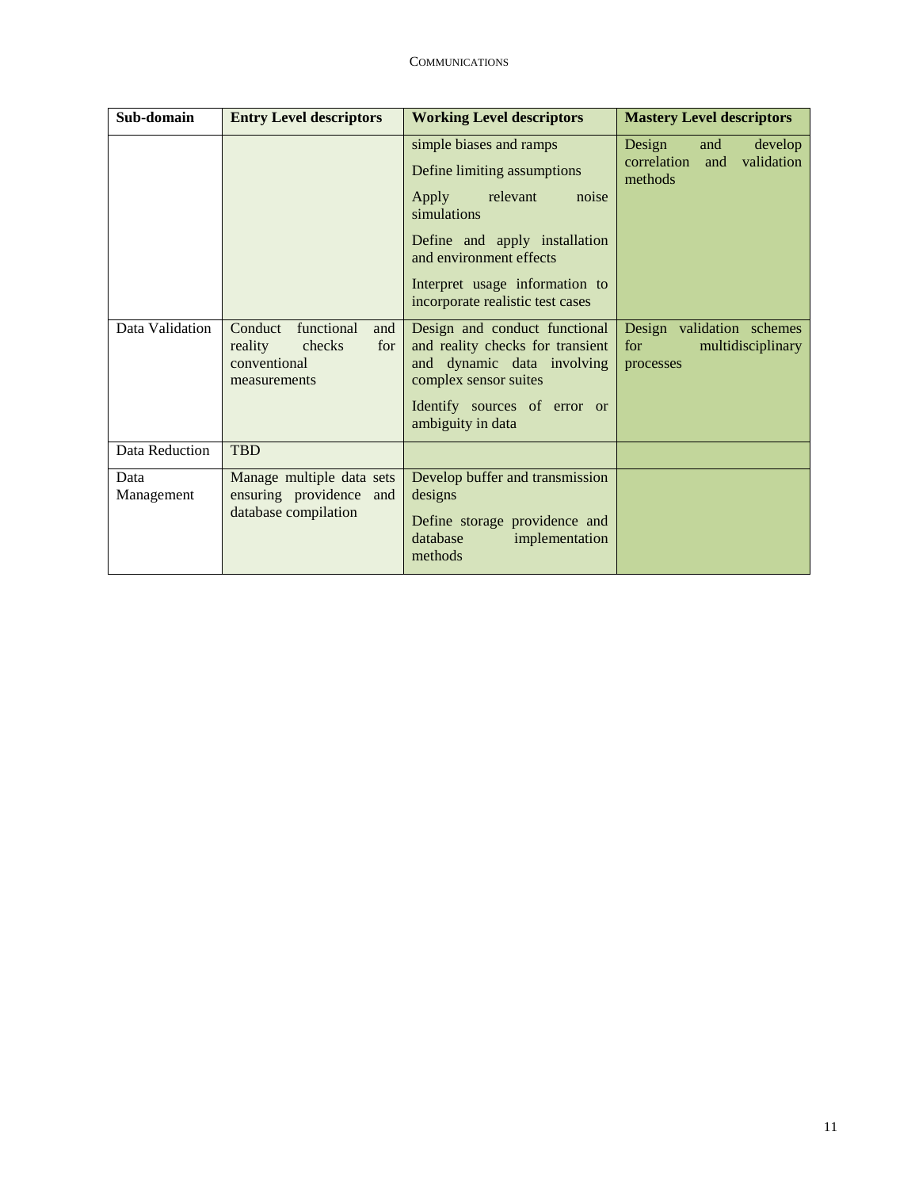| Sub-domain | Entry Level descriptors | Working Level descriptors | Mastery Level descriptors |
|---|---|---|---|
| | | simple biases and ramps<br><br>Define limiting assumptions<br><br>Apply relevant noise simulations<br><br>Define and apply installation and environment effects<br><br>Interpret usage information to incorporate realistic test cases | Design and develop correlation and validation methods |
| Data Validation | Conduct functional and reality checks for conventional measurements | Design and conduct functional and reality checks for transient and dynamic data involving complex sensor suites<br><br>Identify sources of error or ambiguity in data | Design validation schemes for multidisciplinary processes |
| Data Reduction | TBD | | |
| Data Management | Manage multiple data sets ensuring providence and database compilation | Develop buffer and transmission designs<br><br>Define storage providence and database implementation methods | |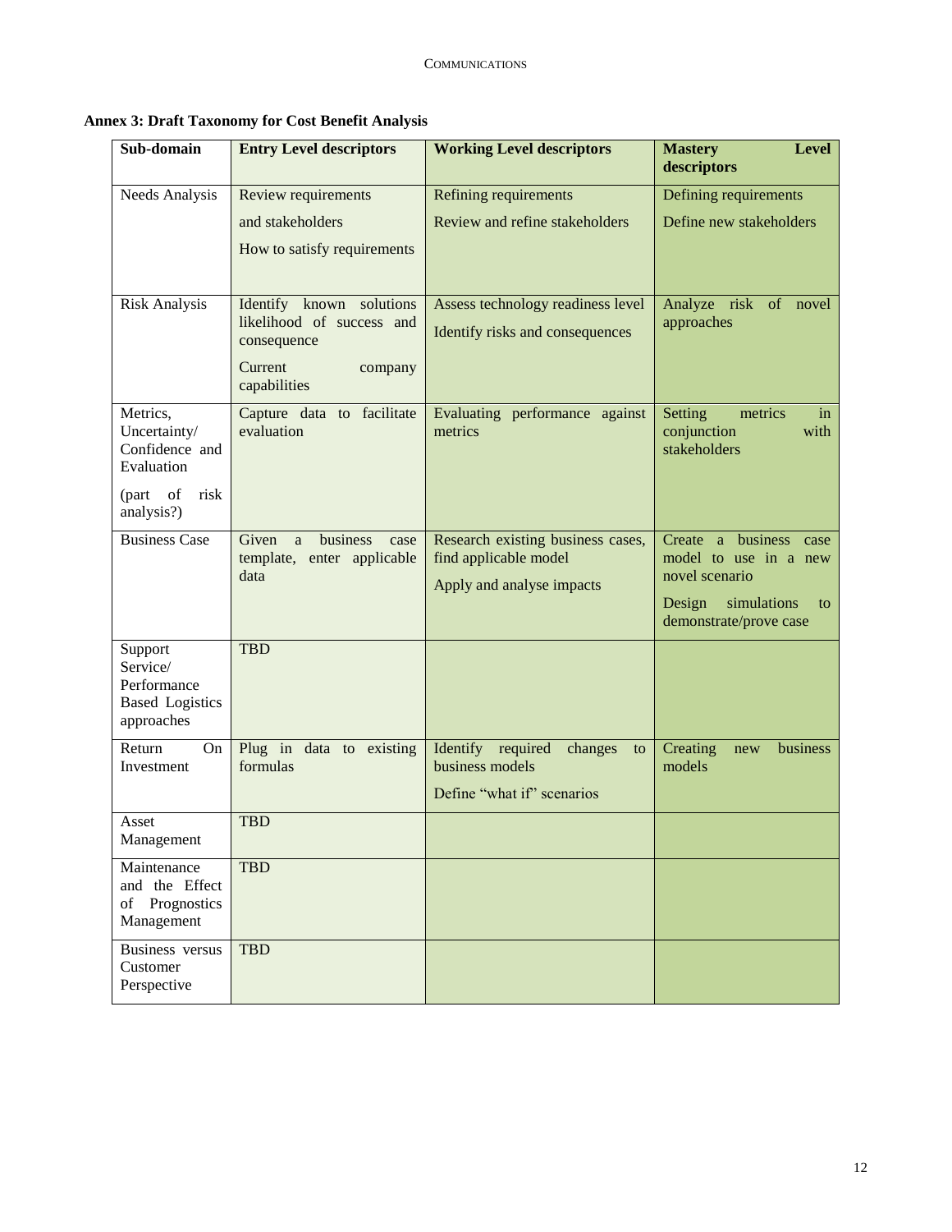**Annex 3: Draft Taxonomy for Cost Benefit Analysis**

| Sub-domain | Entry Level descriptors | Working Level descriptors | Mastery Level descriptors |
|---|---|---|---|
| Needs Analysis | Review requirements<br>and stakeholders<br>How to satisfy requirements | Refining requirements<br>Review and refine stakeholders | Defining requirements<br>Define new stakeholders |
| Risk Analysis | Identify known solutions likelihood of success and consequence<br>Current company capabilities | Assess technology readiness level<br>Identify risks and consequences | Analyze risk of novel approaches |
| Metrics, Uncertainty/ Confidence and Evaluation<br>(part of risk analysis?) | Capture data to facilitate evaluation | Evaluating performance against metrics | Setting metrics in conjunction with stakeholders |
| Business Case | Given a business case template, enter applicable data | Research existing business cases, find applicable model<br>Apply and analyse impacts | Create a business case model to use in a new novel scenario<br>Design simulations to demonstrate/prove case |
| Support Service/ Performance Based Logistics approaches | TBD | | |
| Return On Investment | Plug in data to existing formulas | Identify required changes to business models<br>Define "what if" scenarios | Creating new business models |
| Asset Management | TBD | | |
| Maintenance and the Effect of Prognostics Management | TBD | | |
| Business versus Customer Perspective | TBD | | |